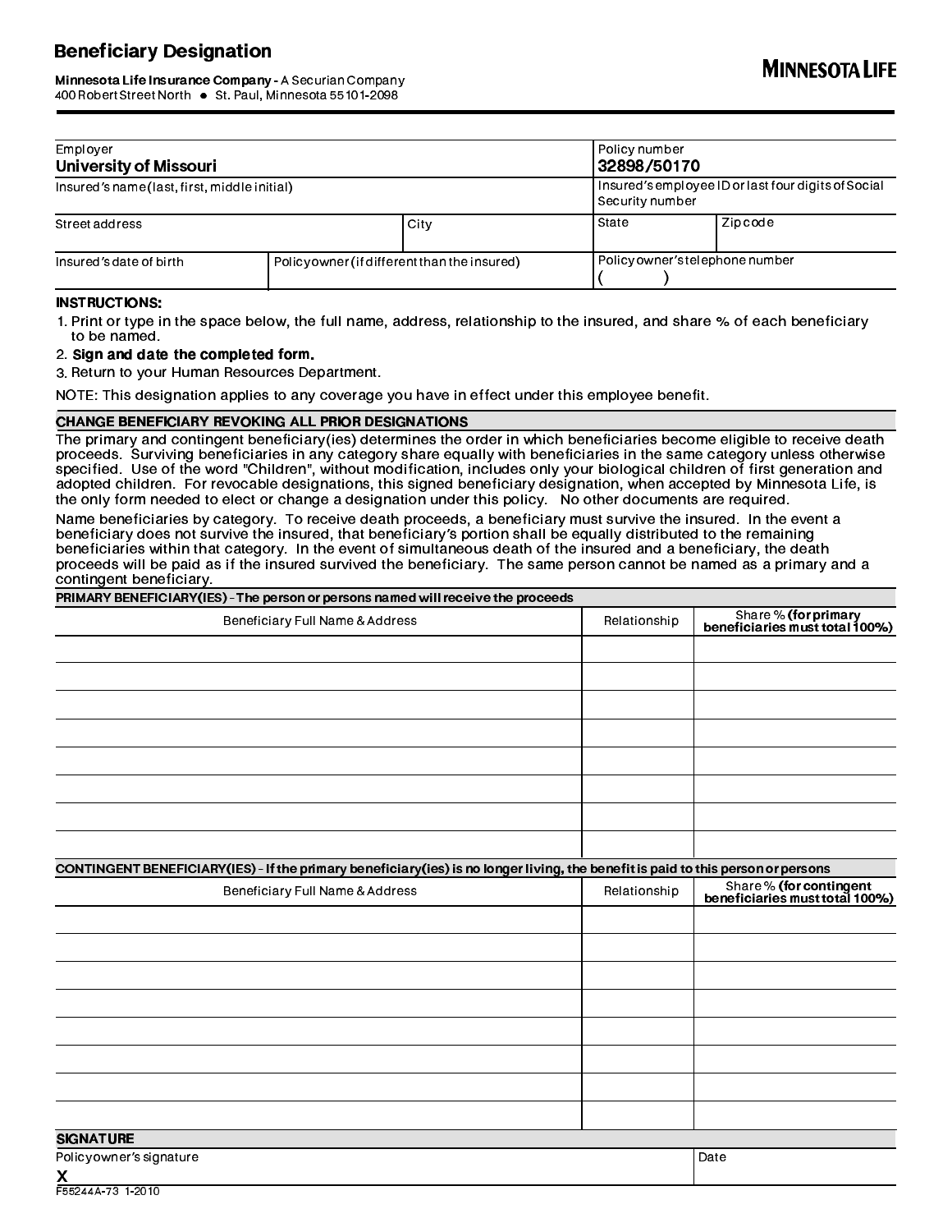# Beneficiary Design​ation

**Minnesota Life Insurance Company -** A Securian Company
400 Robert Street North • St. Paul, Minnesota 55101-2098

**MINNESOTA LIFE**

| Employer<br>**University of Missouri** | | | Policy number<br>**32898/50170** | |
|---|---|---|---|---|
| Insured's name (last, first, middle initial) | | | Insured's employee ID or last four digits of Social Security number | |
| Street address | | City | State | Zip code |
| Insured's date of birth | Policyowner (if different than the insured) | | Policyowner's telephone number<br>( ) | |

**INSTRUCTIONS:**

1. Print or type in the space below, the full name, address, relationship to the insured, and share % of each beneficiary to be named.
2. **Sign and date the completed form.**
3. Return to your Human Resources Department.

NOTE: This designation applies to any coverage you have in effect under this employee benefit.

## CHANGE BENEFICIARY REVOKING ALL PRIOR DESIGNATIONS

The primary and contingent beneficiary(ies) determines the order in which beneficiaries become eligible to receive death proceeds. Surviving beneficiaries in any category share equally with beneficiaries in the same category unless otherwise specified. Use of the word "Children", without modification, includes only your biological children of first generation and adopted children. For revocable designations, this signed beneficiary designation, when accepted by Minnesota Life, is the only form needed to elect or change a designation under this policy. No other documents are required.

Name beneficiaries by category. To receive death proceeds, a beneficiary must survive the insured. In the event a beneficiary does not survive the insured, that beneficiary's portion shall be equally distributed to the remaining beneficiaries within that category. In the event of simultaneous death of the insured and a beneficiary, the death proceeds will be paid as if the insured survived the beneficiary. The same person cannot be named as a primary and a contingent beneficiary.

**PRIMARY BENEFICIARY(IES) - The person or persons named will receive the proceeds**

| Beneficiary Full Name & Address | Relationship | Share % **(for primary beneficiaries must total 100%)** |
|---|---|---|
| | | |
| | | |
| | | |
| | | |
| | | |
| | | |
| | | |
| | | |

**CONTINGENT BENEFICIARY(IES) - If the primary beneficiary(ies) is no longer living, the benefit is paid to this person or persons**

| Beneficiary Full Name & Address | Relationship | Share % **(for contingent beneficiaries must total 100%)** |
|---|---|---|
| | | |
| | | |
| | | |
| | | |
| | | |
| | | |
| | | |
| | | |

## SIGNATURE

| Policyowner's signature<br>**X** | Date |
|---|---|

F55244A-73 1-2010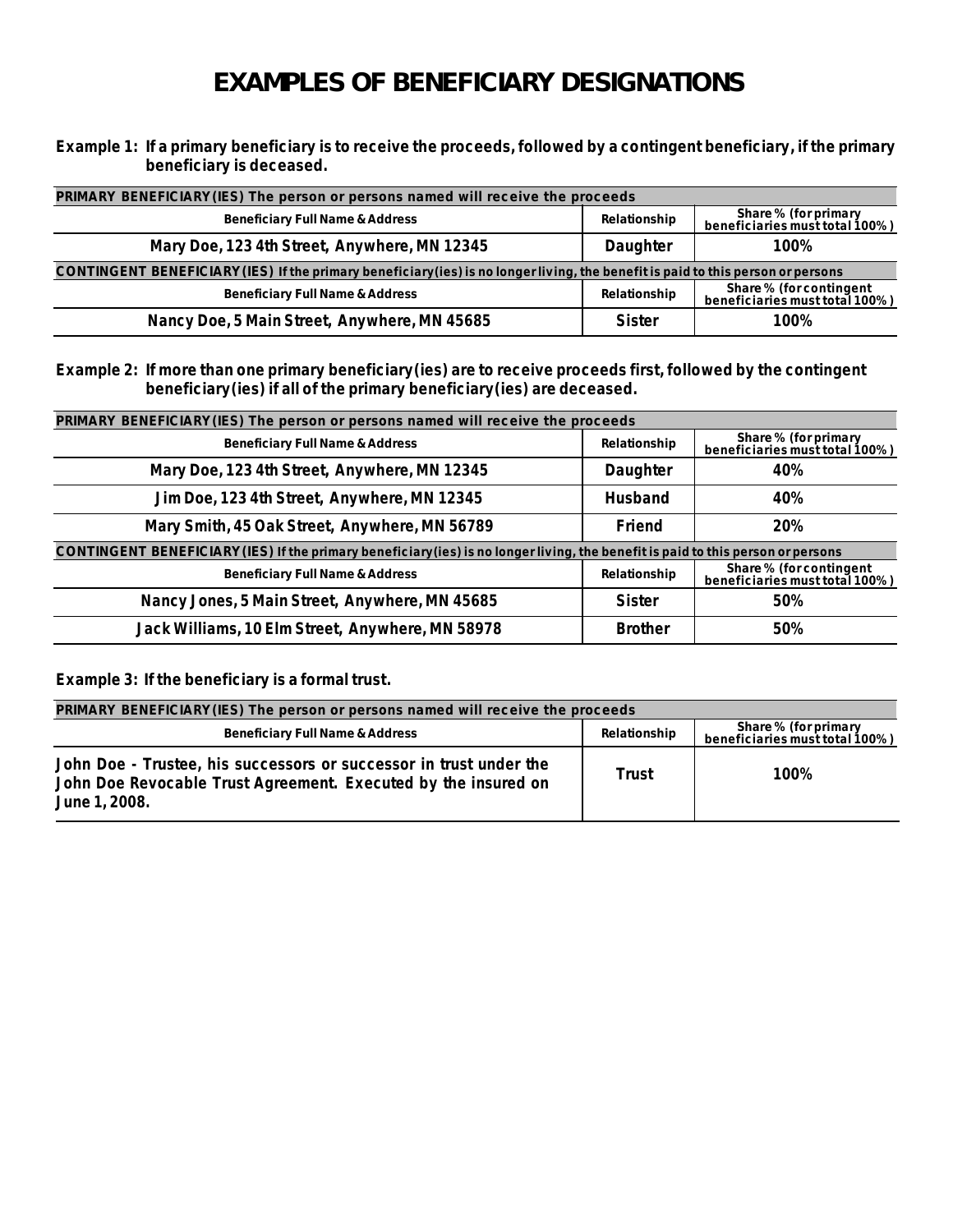# EXAMPLES OF BENEFICIARY DESIGNATIONS

**Example 1: If a primary beneficiary is to receive the proceeds, followed by a contingent beneficiary, if the primary beneficiary is deceased.**

| PRIMARY BENEFICIARY(IES) The person or persons named will receive the proceeds | | |
|---|---|---|
| **Beneficiary Full Name & Address** | **Relationship** | **Share % (for primary beneficiaries must total 100%)** |
| Mary Doe, 123 4th Street, Anywhere, MN 12345 | Daughter | 100% |
| **CONTINGENT BENEFICIARY(IES)** If the primary beneficiary(ies) is no longer living, the benefit is paid to this person or persons | | |
| **Beneficiary Full Name & Address** | **Relationship** | **Share % (for contingent beneficiaries must total 100%)** |
| Nancy Doe, 5 Main Street, Anywhere, MN 45685 | Sister | 100% |

**Example 2: If more than one primary beneficiary(ies) are to receive proceeds first, followed by the contingent beneficiary(ies) if all of the primary beneficiary(ies) are deceased.**

| PRIMARY BENEFICIARY(IES) The person or persons named will receive the proceeds | | |
|---|---|---|
| **Beneficiary Full Name & Address** | **Relationship** | **Share % (for primary beneficiaries must total 100%)** |
| Mary Doe, 123 4th Street, Anywhere, MN 12345 | Daughter | 40% |
| Jim Doe, 123 4th Street, Anywhere, MN 12345 | Husband | 40% |
| Mary Smith, 45 Oak Street, Anywhere, MN 56789 | Friend | 20% |
| **CONTINGENT BENEFICIARY(IES)** If the primary beneficiary(ies) is no longer living, the benefit is paid to this person or persons | | |
| **Beneficiary Full Name & Address** | **Relationship** | **Share % (for contingent beneficiaries must total 100%)** |
| Nancy Jones, 5 Main Street, Anywhere, MN 45685 | Sister | 50% |
| Jack Williams, 10 Elm Street, Anywhere, MN 58978 | Brother | 50% |

**Example 3: If the beneficiary is a formal trust.**

| PRIMARY BENEFICIARY(IES) The person or persons named will receive the proceeds | | |
|---|---|---|
| **Beneficiary Full Name & Address** | **Relationship** | **Share % (for primary beneficiaries must total 100%)** |
| John Doe - Trustee, his successors or successor in trust under the John Doe Revocable Trust Agreement. Executed by the insured on June 1, 2008. | Trust | 100% |